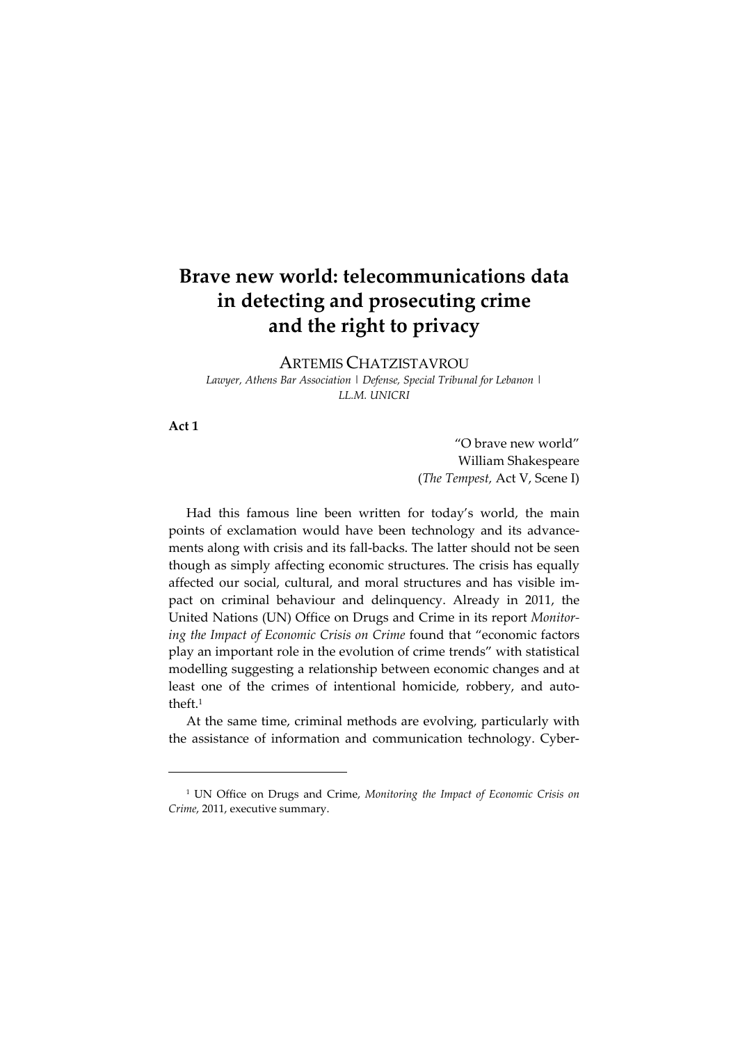# Brave new world: telecommunications data in detecting and prosecuting crime and the right to privacy

ARTEMIS CHATZISTAVROU

*Lawyer, Athens Bar Association | Defense, Special Tribunal for Lebanon | LL.M. UNICRI*

**Act 1**

"O brave new world"
William Shakespeare
(*The Tempest,* Act V, Scene I)

Had this famous line been written for today's world, the main points of exclamation would have been technology and its advancements along with crisis and its fall-backs. The latter should not be seen though as simply affecting economic structures. The crisis has equally affected our social, cultural, and moral structures and has visible impact on criminal behaviour and delinquency. Already in 2011, the United Nations (UN) Office on Drugs and Crime in its report *Monitoring the Impact of Economic Crisis on Crime* found that "economic factors play an important role in the evolution of crime trends" with statistical modelling suggesting a relationship between economic changes and at least one of the crimes of intentional homicide, robbery, and auto-theft.[1]

At the same time, criminal methods are evolving, particularly with the assistance of information and communication technology. Cyber-

[1] UN Office on Drugs and Crime, *Monitoring the Impact of Economic Crisis on Crime*, 2011, executive summary.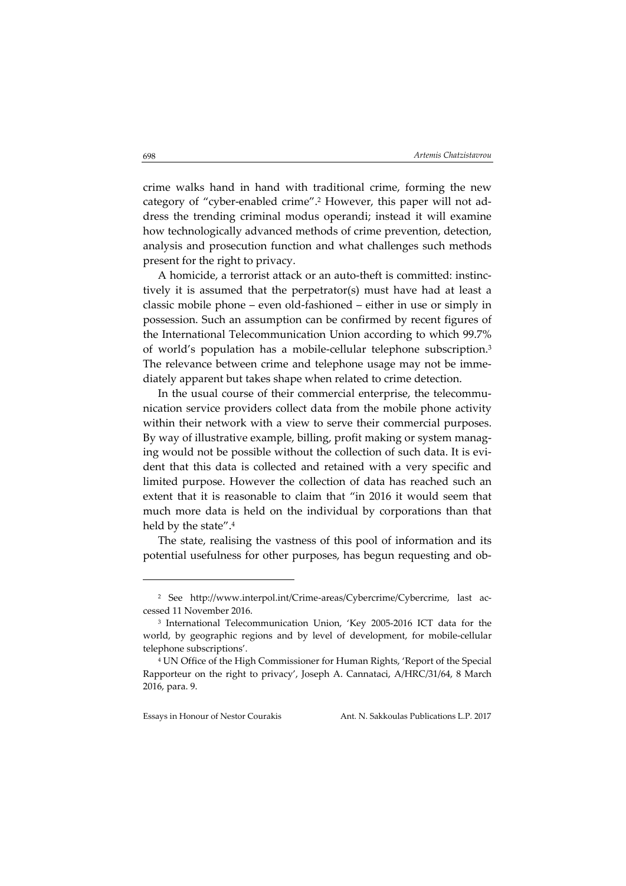crime walks hand in hand with traditional crime, forming the new category of "cyber-enabled crime".[2] However, this paper will not address the trending criminal modus operandi; instead it will examine how technologically advanced methods of crime prevention, detection, analysis and prosecution function and what challenges such methods present for the right to privacy.

A homicide, a terrorist attack or an auto-theft is committed: instinctively it is assumed that the perpetrator(s) must have had at least a classic mobile phone – even old-fashioned – either in use or simply in possession. Such an assumption can be confirmed by recent figures of the International Telecommunication Union according to which 99.7% of world's population has a mobile-cellular telephone subscription.[3] The relevance between crime and telephone usage may not be immediately apparent but takes shape when related to crime detection.

In the usual course of their commercial enterprise, the telecommunication service providers collect data from the mobile phone activity within their network with a view to serve their commercial purposes. By way of illustrative example, billing, profit making or system managing would not be possible without the collection of such data. It is evident that this data is collected and retained with a very specific and limited purpose. However the collection of data has reached such an extent that it is reasonable to claim that "in 2016 it would seem that much more data is held on the individual by corporations than that held by the state".[4]

The state, realising the vastness of this pool of information and its potential usefulness for other purposes, has begun requesting and ob-

---

[2] See http://www.interpol.int/Crime-areas/Cybercrime/Cybercrime, last accessed 11 November 2016.

[3] International Telecommunication Union, 'Key 2005-2016 ICT data for the world, by geographic regions and by level of development, for mobile-cellular telephone subscriptions'.

[4] UN Office of the High Commissioner for Human Rights, 'Report of the Special Rapporteur on the right to privacy', Joseph A. Cannataci, A/HRC/31/64, 8 March 2016, para. 9.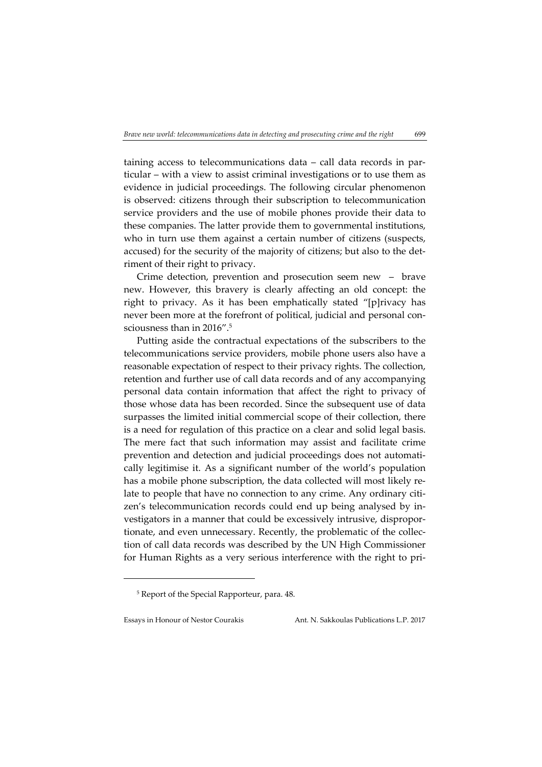taining access to telecommunications data – call data records in particular – with a view to assist criminal investigations or to use them as evidence in judicial proceedings. The following circular phenomenon is observed: citizens through their subscription to telecommunication service providers and the use of mobile phones provide their data to these companies. The latter provide them to governmental institutions, who in turn use them against a certain number of citizens (suspects, accused) for the security of the majority of citizens; but also to the detriment of their right to privacy.

Crime detection, prevention and prosecution seem new – brave new. However, this bravery is clearly affecting an old concept: the right to privacy. As it has been emphatically stated "[p]rivacy has never been more at the forefront of political, judicial and personal consciousness than in 2016".[5]

Putting aside the contractual expectations of the subscribers to the telecommunications service providers, mobile phone users also have a reasonable expectation of respect to their privacy rights. The collection, retention and further use of call data records and of any accompanying personal data contain information that affect the right to privacy of those whose data has been recorded. Since the subsequent use of data surpasses the limited initial commercial scope of their collection, there is a need for regulation of this practice on a clear and solid legal basis. The mere fact that such information may assist and facilitate crime prevention and detection and judicial proceedings does not automatically legitimise it. As a significant number of the world's population has a mobile phone subscription, the data collected will most likely relate to people that have no connection to any crime. Any ordinary citizen's telecommunication records could end up being analysed by investigators in a manner that could be excessively intrusive, disproportionate, and even unnecessary. Recently, the problematic of the collection of call data records was described by the UN High Commissioner for Human Rights as a very serious interference with the right to pri-

[5] Report of the Special Rapporteur, para. 48.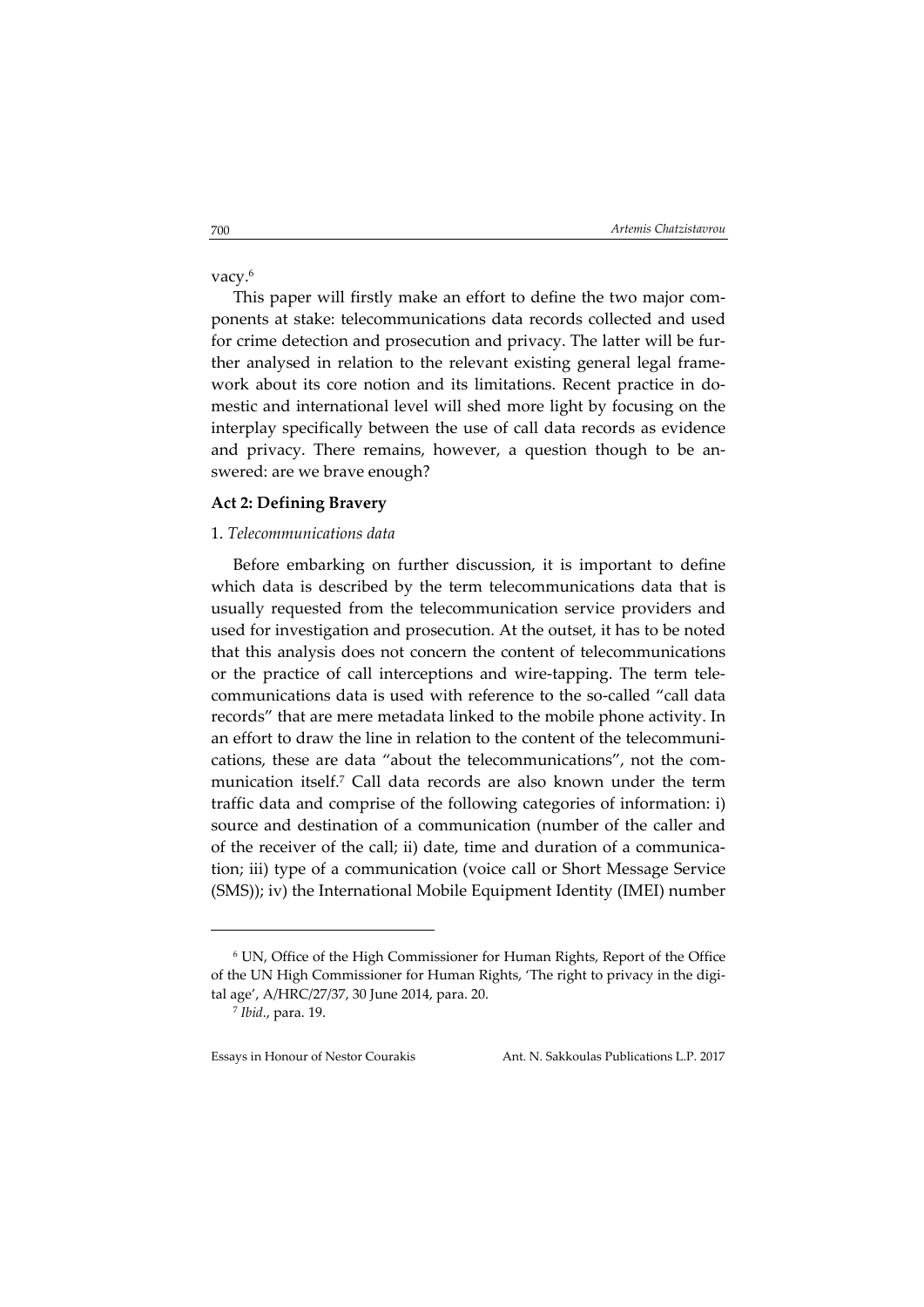vacy.[6]

This paper will firstly make an effort to define the two major components at stake: telecommunications data records collected and used for crime detection and prosecution and privacy. The latter will be further analysed in relation to the relevant existing general legal framework about its core notion and its limitations. Recent practice in domestic and international level will shed more light by focusing on the interplay specifically between the use of call data records as evidence and privacy. There remains, however, a question though to be answered: are we brave enough?

## Act 2: Defining Bravery

### 1. *Telecommunications data*

Before embarking on further discussion, it is important to define which data is described by the term telecommunications data that is usually requested from the telecommunication service providers and used for investigation and prosecution. At the outset, it has to be noted that this analysis does not concern the content of telecommunications or the practice of call interceptions and wire-tapping. The term telecommunications data is used with reference to the so-called "call data records" that are mere metadata linked to the mobile phone activity. In an effort to draw the line in relation to the content of the telecommunications, these are data "about the telecommunications", not the communication itself.[7] Call data records are also known under the term traffic data and comprise of the following categories of information: i) source and destination of a communication (number of the caller and of the receiver of the call; ii) date, time and duration of a communication; iii) type of a communication (voice call or Short Message Service (SMS)); iv) the International Mobile Equipment Identity (IMEI) number

---

[6] UN, Office of the High Commissioner for Human Rights, Report of the Office of the UN High Commissioner for Human Rights, 'The right to privacy in the digital age', A/HRC/27/37, 30 June 2014, para. 20.

[7] *Ibid*., para. 19.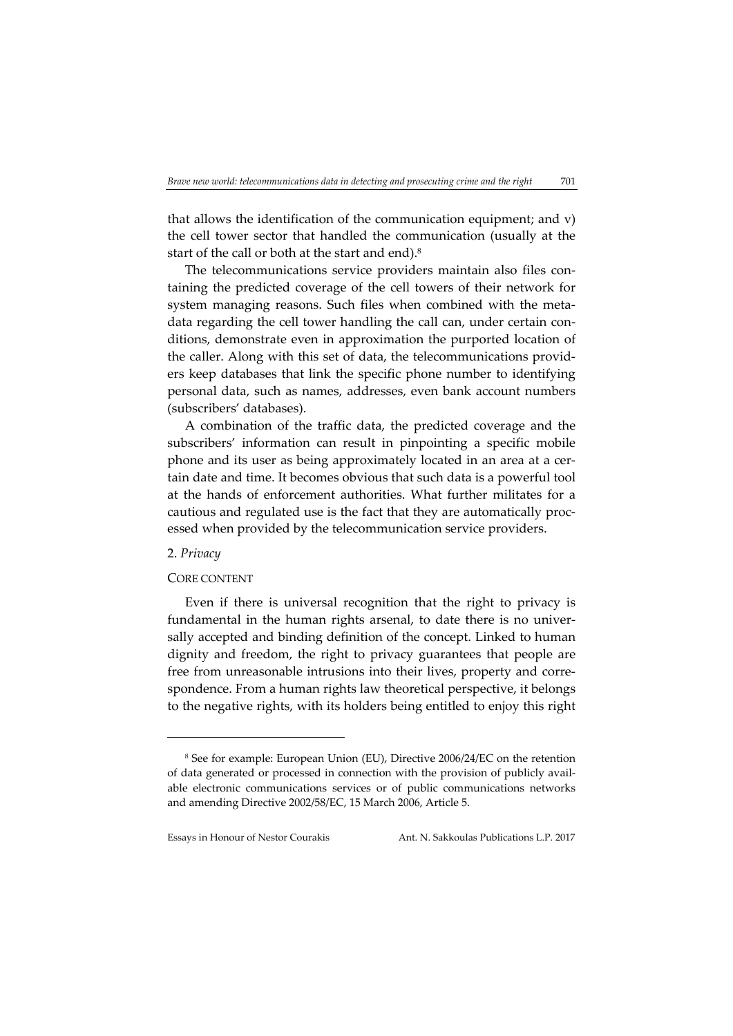that allows the identification of the communication equipment; and v) the cell tower sector that handled the communication (usually at the start of the call or both at the start and end).[8]

The telecommunications service providers maintain also files containing the predicted coverage of the cell towers of their network for system managing reasons. Such files when combined with the metadata regarding the cell tower handling the call can, under certain conditions, demonstrate even in approximation the purported location of the caller. Along with this set of data, the telecommunications providers keep databases that link the specific phone number to identifying personal data, such as names, addresses, even bank account numbers (subscribers' databases).

A combination of the traffic data, the predicted coverage and the subscribers' information can result in pinpointing a specific mobile phone and its user as being approximately located in an area at a certain date and time. It becomes obvious that such data is a powerful tool at the hands of enforcement authorities. What further militates for a cautious and regulated use is the fact that they are automatically processed when provided by the telecommunication service providers.

## 2. *Privacy*

### CORE CONTENT

Even if there is universal recognition that the right to privacy is fundamental in the human rights arsenal, to date there is no universally accepted and binding definition of the concept. Linked to human dignity and freedom, the right to privacy guarantees that people are free from unreasonable intrusions into their lives, property and correspondence. From a human rights law theoretical perspective, it belongs to the negative rights, with its holders being entitled to enjoy this right

---

[8] See for example: European Union (EU), Directive 2006/24/EC on the retention of data generated or processed in connection with the provision of publicly available electronic communications services or of public communications networks and amending Directive 2002/58/EC, 15 March 2006, Article 5.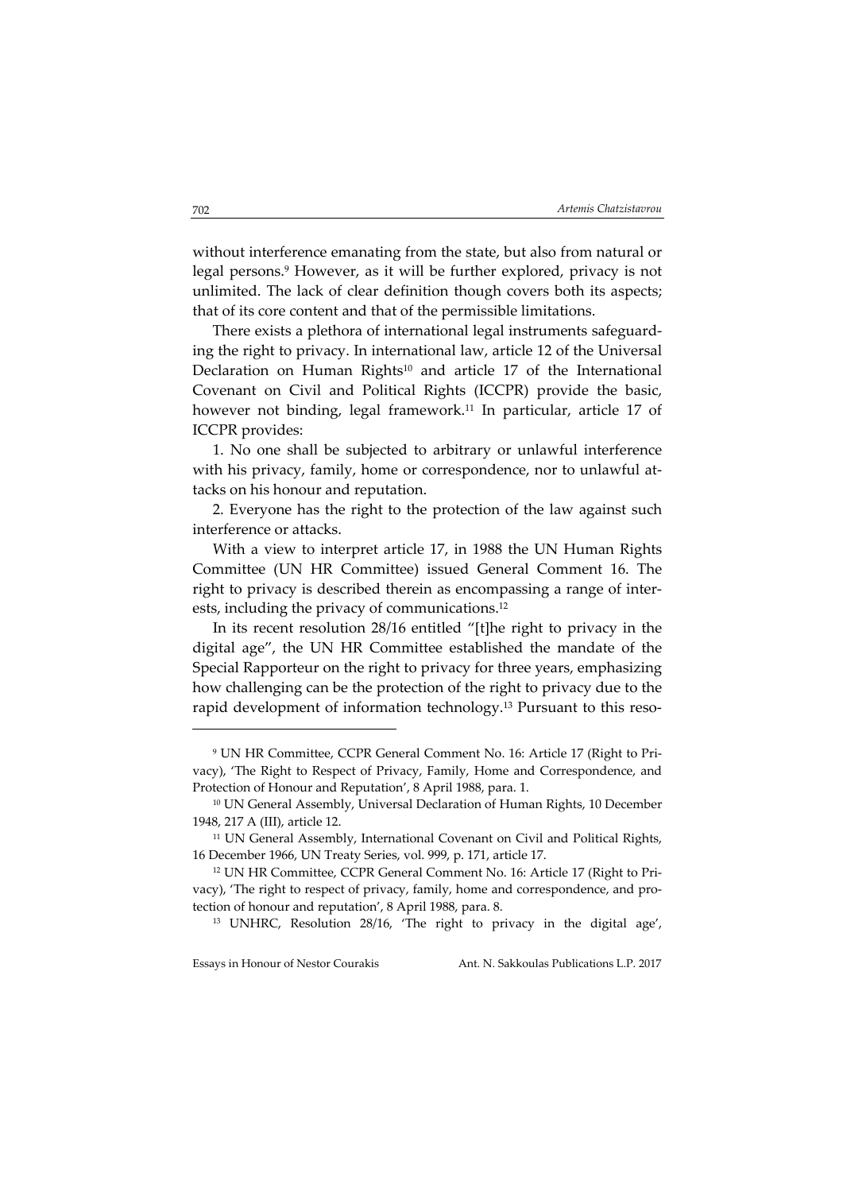without interference emanating from the state, but also from natural or legal persons.[9] However, as it will be further explored, privacy is not unlimited. The lack of clear definition though covers both its aspects; that of its core content and that of the permissible limitations.

There exists a plethora of international legal instruments safeguarding the right to privacy. In international law, article 12 of the Universal Declaration on Human Rights[10] and article 17 of the International Covenant on Civil and Political Rights (ICCPR) provide the basic, however not binding, legal framework.[11] In particular, article 17 of ICCPR provides:

1. No one shall be subjected to arbitrary or unlawful interference with his privacy, family, home or correspondence, nor to unlawful attacks on his honour and reputation.

2. Everyone has the right to the protection of the law against such interference or attacks.

With a view to interpret article 17, in 1988 the UN Human Rights Committee (UN HR Committee) issued General Comment 16. The right to privacy is described therein as encompassing a range of interests, including the privacy of communications.[12]

In its recent resolution 28/16 entitled "[t]he right to privacy in the digital age", the UN HR Committee established the mandate of the Special Rapporteur on the right to privacy for three years, emphasizing how challenging can be the protection of the right to privacy due to the rapid development of information technology.[13] Pursuant to this reso-

---

[9] UN HR Committee, CCPR General Comment No. 16: Article 17 (Right to Privacy), 'The Right to Respect of Privacy, Family, Home and Correspondence, and Protection of Honour and Reputation', 8 April 1988, para. 1.

[10] UN General Assembly, Universal Declaration of Human Rights, 10 December 1948, 217 A (III), article 12.

[11] UN General Assembly, International Covenant on Civil and Political Rights, 16 December 1966, UN Treaty Series, vol. 999, p. 171, article 17.

[12] UN HR Committee, CCPR General Comment No. 16: Article 17 (Right to Privacy), 'The right to respect of privacy, family, home and correspondence, and protection of honour and reputation', 8 April 1988, para. 8.

[13] UNHRC, Resolution 28/16, 'The right to privacy in the digital age',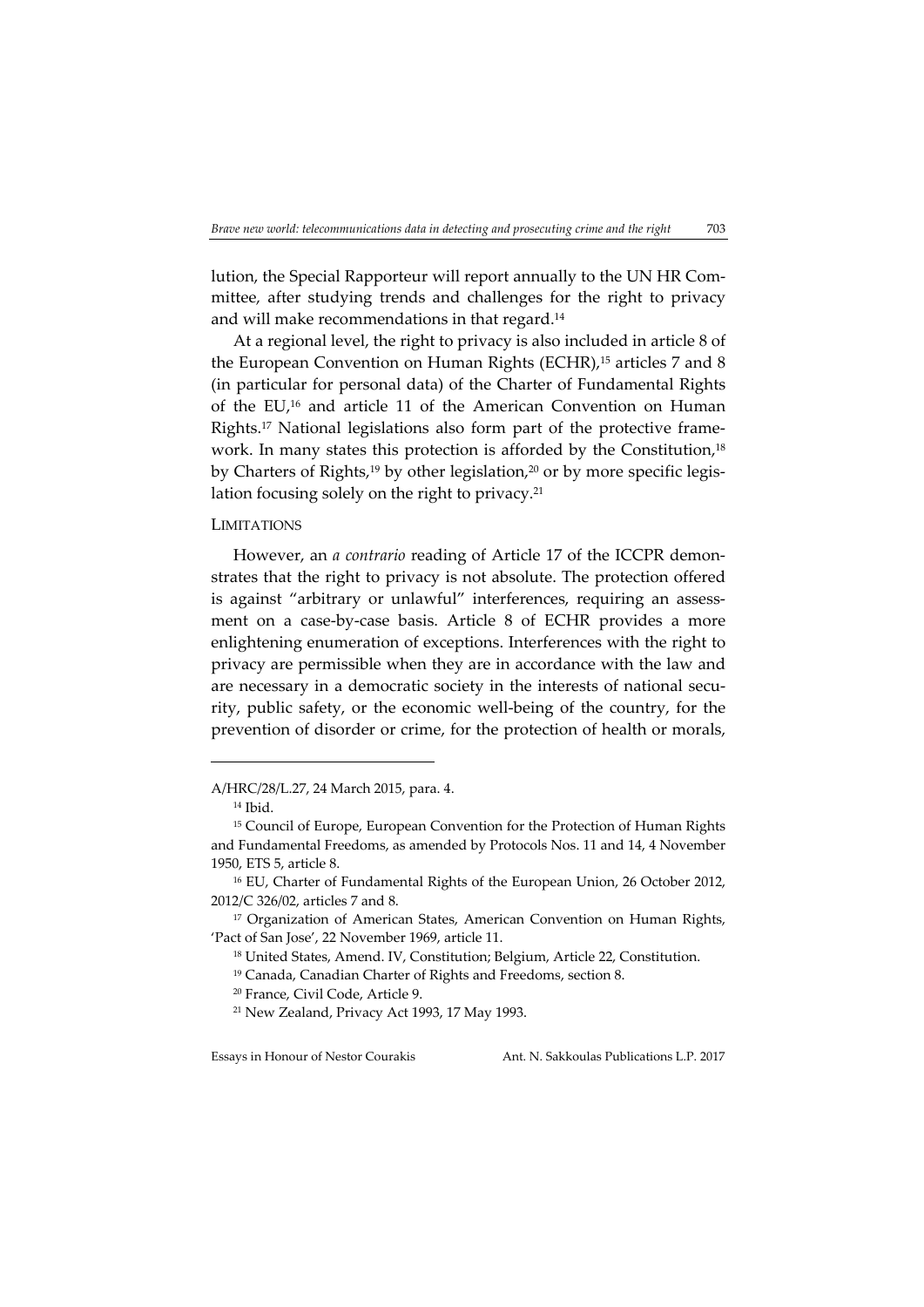lution, the Special Rapporteur will report annually to the UN HR Committee, after studying trends and challenges for the right to privacy and will make recommendations in that regard.[14]

At a regional level, the right to privacy is also included in article 8 of the European Convention on Human Rights (ECHR),[15] articles 7 and 8 (in particular for personal data) of the Charter of Fundamental Rights of the EU,[16] and article 11 of the American Convention on Human Rights.[17] National legislations also form part of the protective framework. In many states this protection is afforded by the Constitution,[18] by Charters of Rights,[19] by other legislation,[20] or by more specific legislation focusing solely on the right to privacy.[21]

### LIMITATIONS

However, an *a contrario* reading of Article 17 of the ICCPR demonstrates that the right to privacy is not absolute. The protection offered is against "arbitrary or unlawful" interferences, requiring an assessment on a case-by-case basis. Article 8 of ECHR provides a more enlightening enumeration of exceptions. Interferences with the right to privacy are permissible when they are in accordance with the law and are necessary in a democratic society in the interests of national security, public safety, or the economic well-being of the country, for the prevention of disorder or crime, for the protection of health or morals,

---

A/HRC/28/L.27, 24 March 2015, para. 4.

[14] Ibid.

[15] Council of Europe, European Convention for the Protection of Human Rights and Fundamental Freedoms, as amended by Protocols Nos. 11 and 14, 4 November 1950, ETS 5, article 8.

[16] EU, Charter of Fundamental Rights of the European Union, 26 October 2012, 2012/C 326/02, articles 7 and 8.

[17] Organization of American States, American Convention on Human Rights, 'Pact of San Jose', 22 November 1969, article 11.

[18] United States, Amend. IV, Constitution; Belgium, Article 22, Constitution.

[19] Canada, Canadian Charter of Rights and Freedoms, section 8.

[20] France, Civil Code, Article 9.

[21] New Zealand, Privacy Act 1993, 17 May 1993.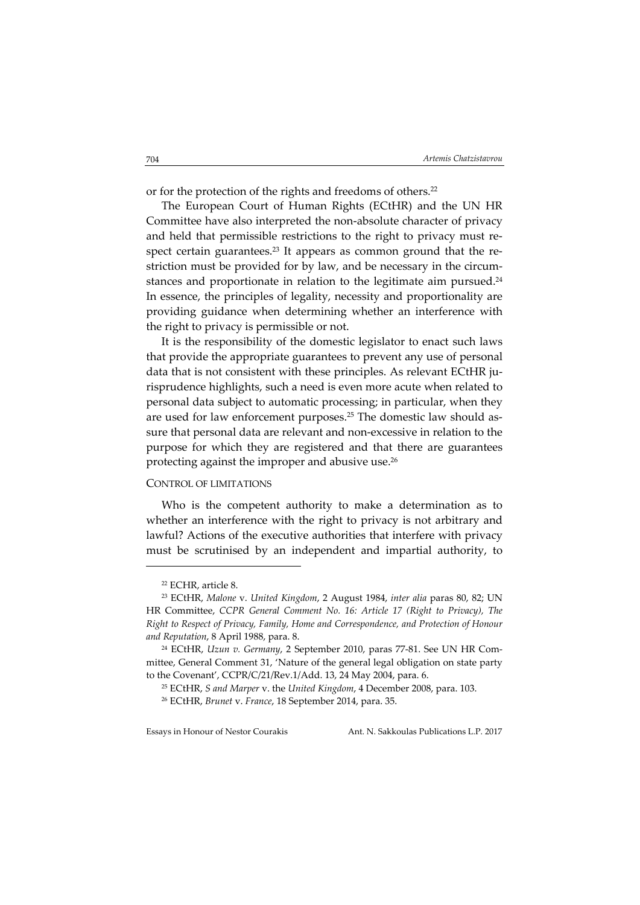or for the protection of the rights and freedoms of others.[22]

The European Court of Human Rights (ECtHR) and the UN HR Committee have also interpreted the non-absolute character of privacy and held that permissible restrictions to the right to privacy must respect certain guarantees.[23] It appears as common ground that the restriction must be provided for by law, and be necessary in the circumstances and proportionate in relation to the legitimate aim pursued.[24] In essence, the principles of legality, necessity and proportionality are providing guidance when determining whether an interference with the right to privacy is permissible or not.

It is the responsibility of the domestic legislator to enact such laws that provide the appropriate guarantees to prevent any use of personal data that is not consistent with these principles. As relevant ECtHR jurisprudence highlights, such a need is even more acute when related to personal data subject to automatic processing; in particular, when they are used for law enforcement purposes.[25] The domestic law should assure that personal data are relevant and non-excessive in relation to the purpose for which they are registered and that there are guarantees protecting against the improper and abusive use.[26]

### CONTROL OF LIMITATIONS

Who is the competent authority to make a determination as to whether an interference with the right to privacy is not arbitrary and lawful? Actions of the executive authorities that interfere with privacy must be scrutinised by an independent and impartial authority, to

---

[22] ECHR, article 8.

[23] ECtHR, *Malone* v. *United Kingdom*, 2 August 1984, *inter alia* paras 80, 82; UN HR Committee, *CCPR General Comment No. 16: Article 17 (Right to Privacy), The Right to Respect of Privacy, Family, Home and Correspondence, and Protection of Honour and Reputation*, 8 April 1988, para. 8.

[24] ECtHR, *Uzun v. Germany*, 2 September 2010, paras 77-81. See UN HR Committee, General Comment 31, 'Nature of the general legal obligation on state party to the Covenant', CCPR/C/21/Rev.1/Add. 13, 24 May 2004, para. 6.

[25] ECtHR, *S and Marper* v. the *United Kingdom*, 4 December 2008, para. 103.

[26] ECtHR, *Brunet* v. *France*, 18 September 2014, para. 35.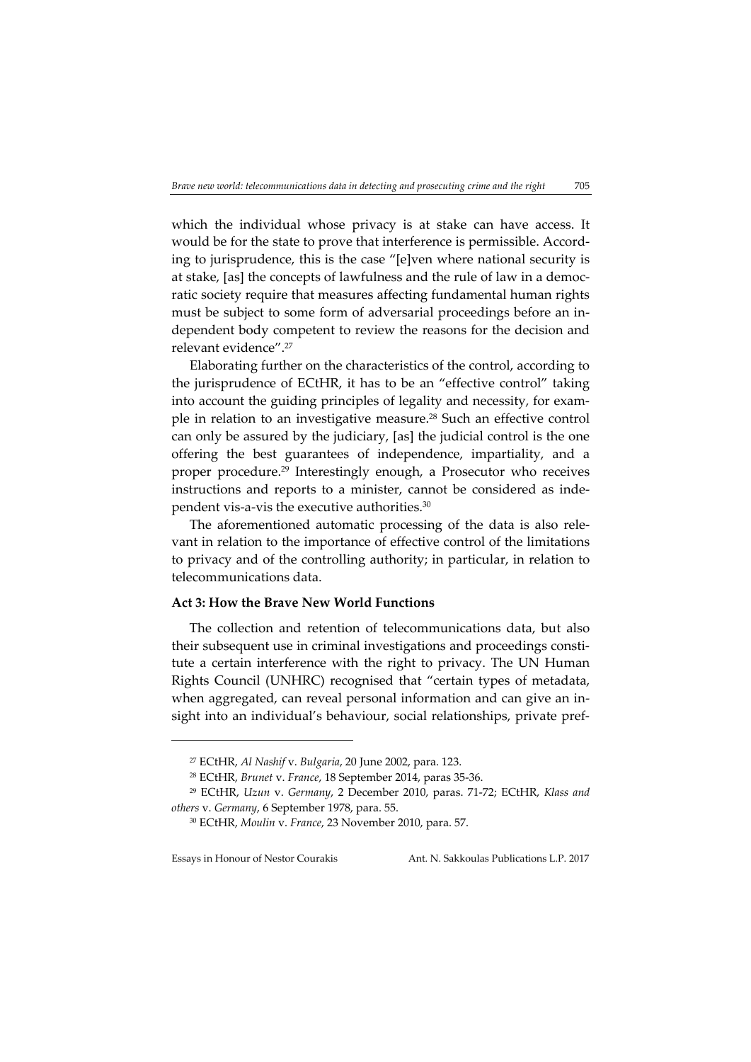which the individual whose privacy is at stake can have access. It would be for the state to prove that interference is permissible. According to jurisprudence, this is the case "[e]ven where national security is at stake, [as] the concepts of lawfulness and the rule of law in a democratic society require that measures affecting fundamental human rights must be subject to some form of adversarial proceedings before an independent body competent to review the reasons for the decision and relevant evidence".[27]

Elaborating further on the characteristics of the control, according to the jurisprudence of ECtHR, it has to be an "effective control" taking into account the guiding principles of legality and necessity, for example in relation to an investigative measure.[28] Such an effective control can only be assured by the judiciary, [as] the judicial control is the one offering the best guarantees of independence, impartiality, and a proper procedure.[29] Interestingly enough, a Prosecutor who receives instructions and reports to a minister, cannot be considered as independent vis-a-vis the executive authorities.[30]

The aforementioned automatic processing of the data is also relevant in relation to the importance of effective control of the limitations to privacy and of the controlling authority; in particular, in relation to telecommunications data.

### Act 3: How the Brave New World Functions

The collection and retention of telecommunications data, but also their subsequent use in criminal investigations and proceedings constitute a certain interference with the right to privacy. The UN Human Rights Council (UNHRC) recognised that "certain types of metadata, when aggregated, can reveal personal information and can give an insight into an individual's behaviour, social relationships, private pref-

---

[27] ECtHR, *Al Nashif* v. *Bulgaria*, 20 June 2002, para. 123.

[28] ECtHR, *Brunet* v. *France*, 18 September 2014, paras 35-36.

[29] ECtHR, *Uzun* v. *Germany*, 2 December 2010, paras. 71-72; ECtHR, *Klass and others* v. *Germany*, 6 September 1978, para. 55.

[30] ECtHR, *Moulin* v. *France*, 23 November 2010, para. 57.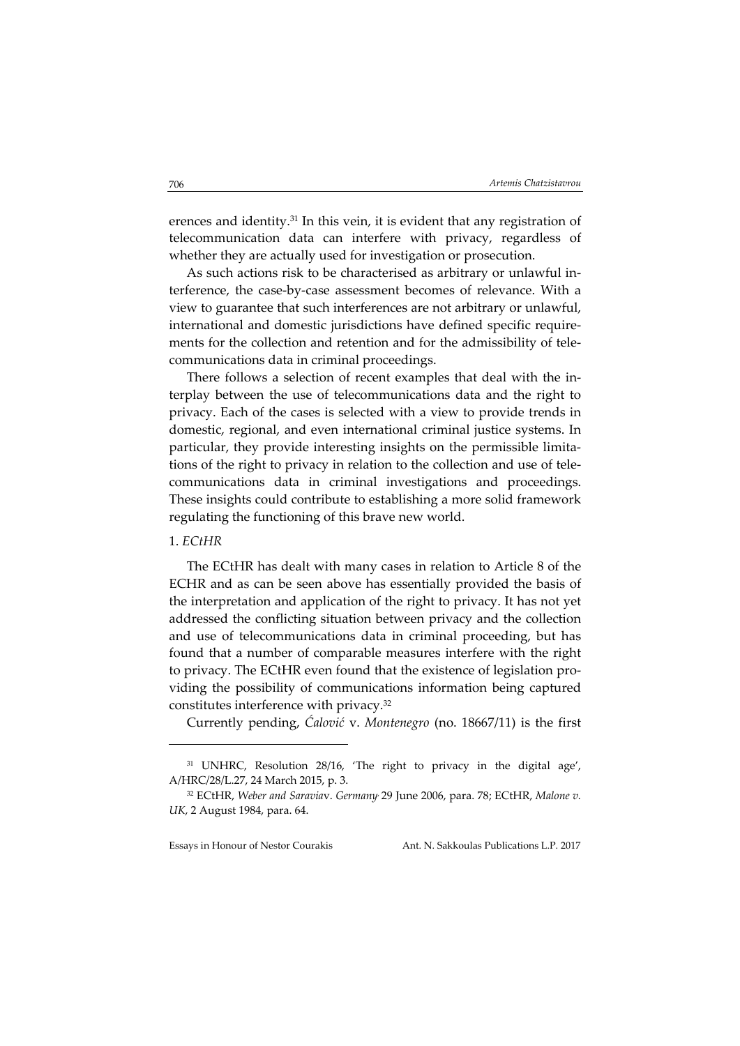erences and identity.[31] In this vein, it is evident that any registration of telecommunication data can interfere with privacy, regardless of whether they are actually used for investigation or prosecution.

As such actions risk to be characterised as arbitrary or unlawful interference, the case-by-case assessment becomes of relevance. With a view to guarantee that such interferences are not arbitrary or unlawful, international and domestic jurisdictions have defined specific requirements for the collection and retention and for the admissibility of telecommunications data in criminal proceedings.

There follows a selection of recent examples that deal with the interplay between the use of telecommunications data and the right to privacy. Each of the cases is selected with a view to provide trends in domestic, regional, and even international criminal justice systems. In particular, they provide interesting insights on the permissible limitations of the right to privacy in relation to the collection and use of telecommunications data in criminal investigations and proceedings. These insights could contribute to establishing a more solid framework regulating the functioning of this brave new world.

### 1. *ECtHR*

The ECtHR has dealt with many cases in relation to Article 8 of the ECHR and as can be seen above has essentially provided the basis of the interpretation and application of the right to privacy. It has not yet addressed the conflicting situation between privacy and the collection and use of telecommunications data in criminal proceeding, but has found that a number of comparable measures interfere with the right to privacy. The ECtHR even found that the existence of legislation providing the possibility of communications information being captured constitutes interference with privacy.[32]

Currently pending, *Ćalović* v. *Montenegro* (no. 18667/11) is the first

---

[31] UNHRC, Resolution 28/16, 'The right to privacy in the digital age', A/HRC/28/L.27, 24 March 2015, p. 3.

[32] ECtHR, *Weber and Saravia*v. *Germany*, 29 June 2006, para. 78; ECtHR, *Malone v. UK*, 2 August 1984, para. 64.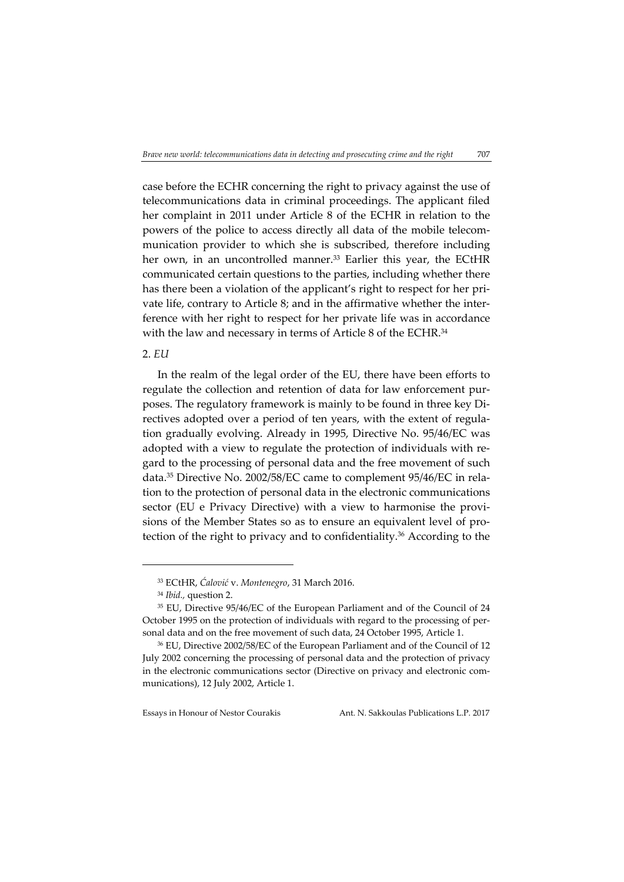case before the ECHR concerning the right to privacy against the use of telecommunications data in criminal proceedings. The applicant filed her complaint in 2011 under Article 8 of the ECHR in relation to the powers of the police to access directly all data of the mobile telecommunication provider to which she is subscribed, therefore including her own, in an uncontrolled manner.[33] Earlier this year, the ECtHR communicated certain questions to the parties, including whether there has there been a violation of the applicant's right to respect for her private life, contrary to Article 8; and in the affirmative whether the interference with her right to respect for her private life was in accordance with the law and necessary in terms of Article 8 of the ECHR.[34]

## 2. *EU*

In the realm of the legal order of the EU, there have been efforts to regulate the collection and retention of data for law enforcement purposes. The regulatory framework is mainly to be found in three key Directives adopted over a period of ten years, with the extent of regulation gradually evolving. Already in 1995, Directive No. 95/46/EC was adopted with a view to regulate the protection of individuals with regard to the processing of personal data and the free movement of such data.[35] Directive No. 2002/58/EC came to complement 95/46/EC in relation to the protection of personal data in the electronic communications sector (EU e Privacy Directive) with a view to harmonise the provisions of the Member States so as to ensure an equivalent level of protection of the right to privacy and to confidentiality.[36] According to the

---

[33] ECtHR, *Ćalović* v. *Montenegro*, 31 March 2016.

[34] *Ibid.,* question 2.

[35] EU, Directive 95/46/EC of the European Parliament and of the Council of 24 October 1995 on the protection of individuals with regard to the processing of personal data and on the free movement of such data, 24 October 1995, Article 1.

[36] EU, Directive 2002/58/EC of the European Parliament and of the Council of 12 July 2002 concerning the processing of personal data and the protection of privacy in the electronic communications sector (Directive on privacy and electronic communications), 12 July 2002, Article 1.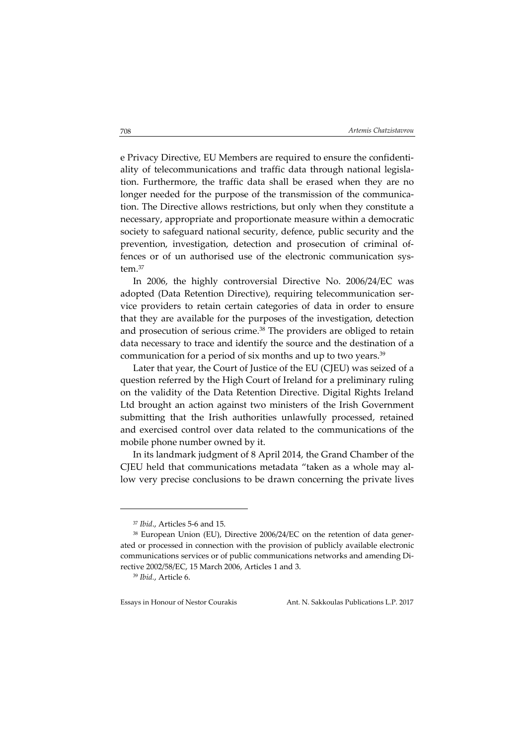e Privacy Directive, EU Members are required to ensure the confidentiality of telecommunications and traffic data through national legislation. Furthermore, the traffic data shall be erased when they are no longer needed for the purpose of the transmission of the communication. The Directive allows restrictions, but only when they constitute a necessary, appropriate and proportionate measure within a democratic society to safeguard national security, defence, public security and the prevention, investigation, detection and prosecution of criminal offences or of un authorised use of the electronic communication system.[37]

In 2006, the highly controversial Directive No. 2006/24/EC was adopted (Data Retention Directive), requiring telecommunication service providers to retain certain categories of data in order to ensure that they are available for the purposes of the investigation, detection and prosecution of serious crime.[38] The providers are obliged to retain data necessary to trace and identify the source and the destination of a communication for a period of six months and up to two years.[39]

Later that year, the Court of Justice of the EU (CJEU) was seized of a question referred by the High Court of Ireland for a preliminary ruling on the validity of the Data Retention Directive. Digital Rights Ireland Ltd brought an action against two ministers of the Irish Government submitting that the Irish authorities unlawfully processed, retained and exercised control over data related to the communications of the mobile phone number owned by it.

In its landmark judgment of 8 April 2014, the Grand Chamber of the CJEU held that communications metadata "taken as a whole may allow very precise conclusions to be drawn concerning the private lives

---

[37] *Ibid*., Articles 5-6 and 15.

[38] European Union (EU), Directive 2006/24/EC on the retention of data generated or processed in connection with the provision of publicly available electronic communications services or of public communications networks and amending Directive 2002/58/EC, 15 March 2006, Articles 1 and 3.

[39] *Ibid.*, Article 6.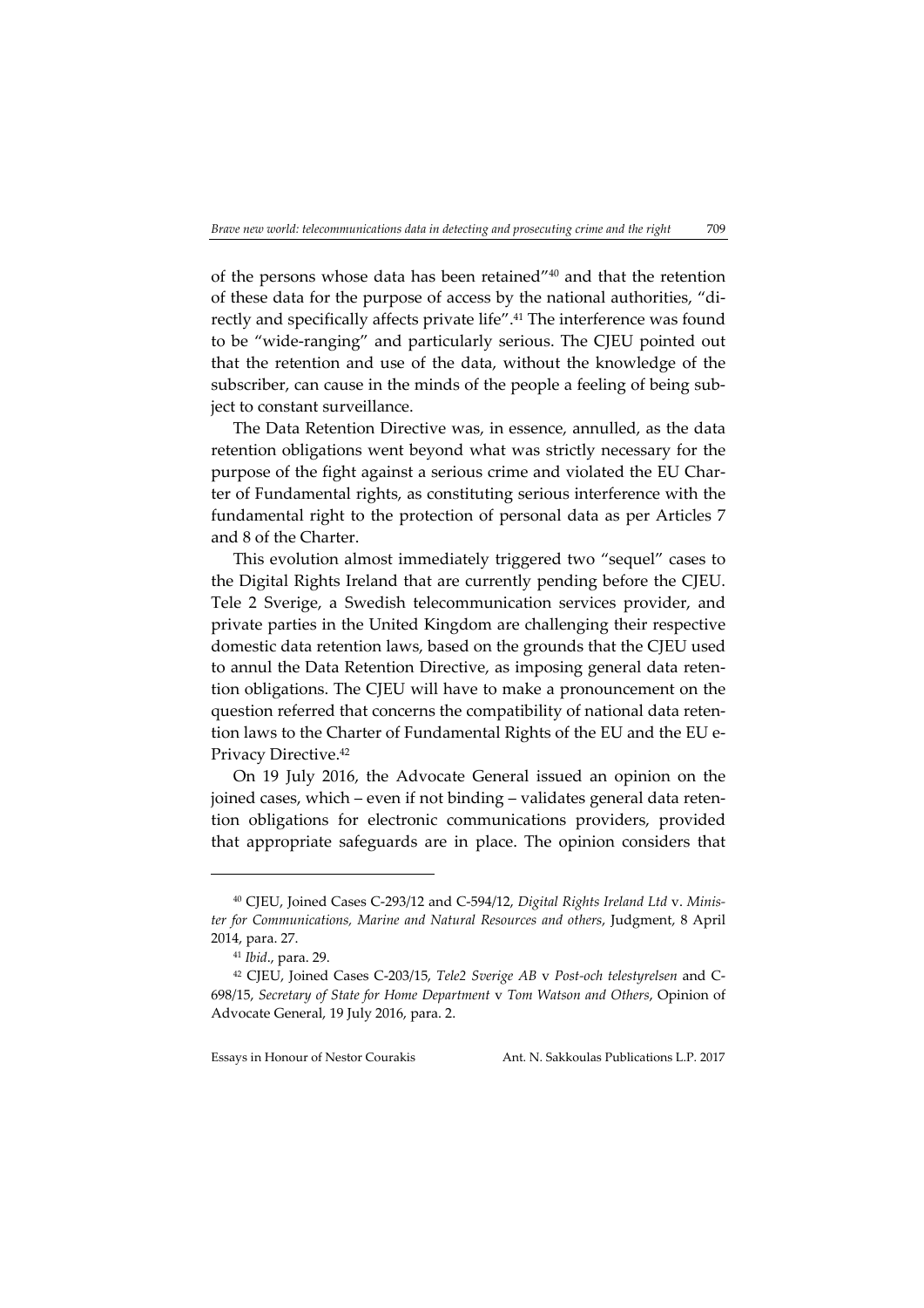of the persons whose data has been retained"[40] and that the retention of these data for the purpose of access by the national authorities, "directly and specifically affects private life".[41] The interference was found to be "wide-ranging" and particularly serious. The CJEU pointed out that the retention and use of the data, without the knowledge of the subscriber, can cause in the minds of the people a feeling of being subject to constant surveillance.

The Data Retention Directive was, in essence, annulled, as the data retention obligations went beyond what was strictly necessary for the purpose of the fight against a serious crime and violated the EU Charter of Fundamental rights, as constituting serious interference with the fundamental right to the protection of personal data as per Articles 7 and 8 of the Charter.

This evolution almost immediately triggered two "sequel" cases to the Digital Rights Ireland that are currently pending before the CJEU. Tele 2 Sverige, a Swedish telecommunication services provider, and private parties in the United Kingdom are challenging their respective domestic data retention laws, based on the grounds that the CJEU used to annul the Data Retention Directive, as imposing general data retention obligations. The CJEU will have to make a pronouncement on the question referred that concerns the compatibility of national data retention laws to the Charter of Fundamental Rights of the EU and the EU e-Privacy Directive.[42]

On 19 July 2016, the Advocate General issued an opinion on the joined cases, which – even if not binding – validates general data retention obligations for electronic communications providers, provided that appropriate safeguards are in place. The opinion considers that

---

[40] CJEU, Joined Cases C-293/12 and C-594/12, *Digital Rights Ireland Ltd* v. *Minister for Communications, Marine and Natural Resources and others*, Judgment, 8 April 2014, para. 27.

[41] *Ibid*., para. 29.

[42] CJEU, Joined Cases C-203/15, *Tele2 Sverige AB* v *Post-och telestyrelsen* and C-698/15, *Secretary of State for Home Department* v *Tom Watson and Others*, Opinion of Advocate General, 19 July 2016, para. 2.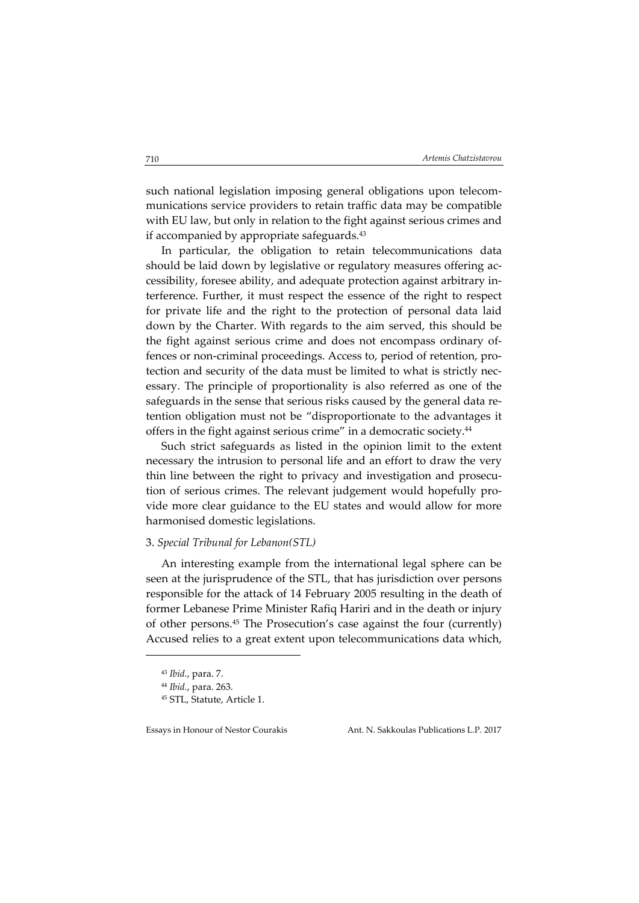such national legislation imposing general obligations upon telecommunications service providers to retain traffic data may be compatible with EU law, but only in relation to the fight against serious crimes and if accompanied by appropriate safeguards.[43]

In particular, the obligation to retain telecommunications data should be laid down by legislative or regulatory measures offering accessibility, foresee ability, and adequate protection against arbitrary interference. Further, it must respect the essence of the right to respect for private life and the right to the protection of personal data laid down by the Charter. With regards to the aim served, this should be the fight against serious crime and does not encompass ordinary offences or non-criminal proceedings. Access to, period of retention, protection and security of the data must be limited to what is strictly necessary. The principle of proportionality is also referred as one of the safeguards in the sense that serious risks caused by the general data retention obligation must not be "disproportionate to the advantages it offers in the fight against serious crime" in a democratic society.[44]

Such strict safeguards as listed in the opinion limit to the extent necessary the intrusion to personal life and an effort to draw the very thin line between the right to privacy and investigation and prosecution of serious crimes. The relevant judgement would hopefully provide more clear guidance to the EU states and would allow for more harmonised domestic legislations.

### 3. *Special Tribunal for Lebanon(STL)*

An interesting example from the international legal sphere can be seen at the jurisprudence of the STL, that has jurisdiction over persons responsible for the attack of 14 February 2005 resulting in the death of former Lebanese Prime Minister Rafiq Hariri and in the death or injury of other persons.[45] The Prosecution's case against the four (currently) Accused relies to a great extent upon telecommunications data which,

---

[43] *Ibid.*, para. 7.

[44] *Ibid.*, para. 263.

[45] STL, Statute, Article 1.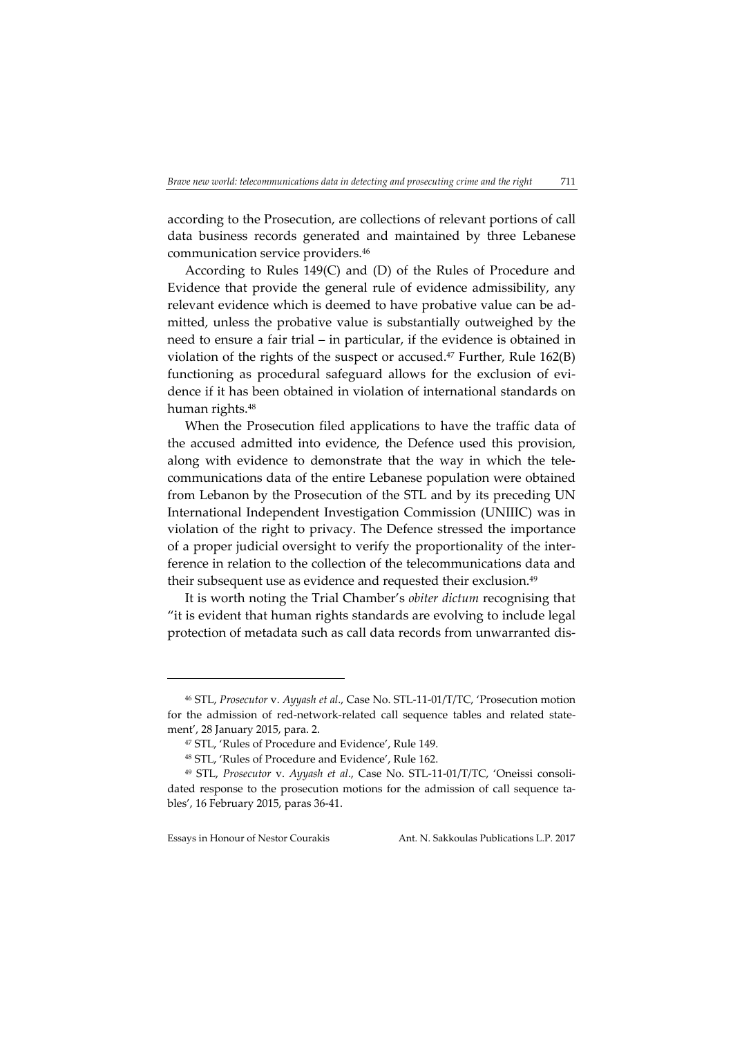according to the Prosecution, are collections of relevant portions of call data business records generated and maintained by three Lebanese communication service providers.[46]

According to Rules 149(C) and (D) of the Rules of Procedure and Evidence that provide the general rule of evidence admissibility, any relevant evidence which is deemed to have probative value can be admitted, unless the probative value is substantially outweighed by the need to ensure a fair trial – in particular, if the evidence is obtained in violation of the rights of the suspect or accused.[47] Further, Rule 162(B) functioning as procedural safeguard allows for the exclusion of evidence if it has been obtained in violation of international standards on human rights.[48]

When the Prosecution filed applications to have the traffic data of the accused admitted into evidence, the Defence used this provision, along with evidence to demonstrate that the way in which the telecommunications data of the entire Lebanese population were obtained from Lebanon by the Prosecution of the STL and by its preceding UN International Independent Investigation Commission (UNIIIC) was in violation of the right to privacy. The Defence stressed the importance of a proper judicial oversight to verify the proportionality of the interference in relation to the collection of the telecommunications data and their subsequent use as evidence and requested their exclusion.[49]

It is worth noting the Trial Chamber's *obiter dictum* recognising that "it is evident that human rights standards are evolving to include legal protection of metadata such as call data records from unwarranted dis-

---

[46] STL, *Prosecutor* v. *Ayyash et al.*, Case No. STL-11-01/T/TC, 'Prosecution motion for the admission of red-network-related call sequence tables and related statement', 28 January 2015, para. 2.

[47] STL, 'Rules of Procedure and Evidence', Rule 149.

[48] STL, 'Rules of Procedure and Evidence', Rule 162.

[49] STL, *Prosecutor* v. *Ayyash et al*., Case No. STL-11-01/T/TC, 'Oneissi consolidated response to the prosecution motions for the admission of call sequence tables', 16 February 2015, paras 36-41.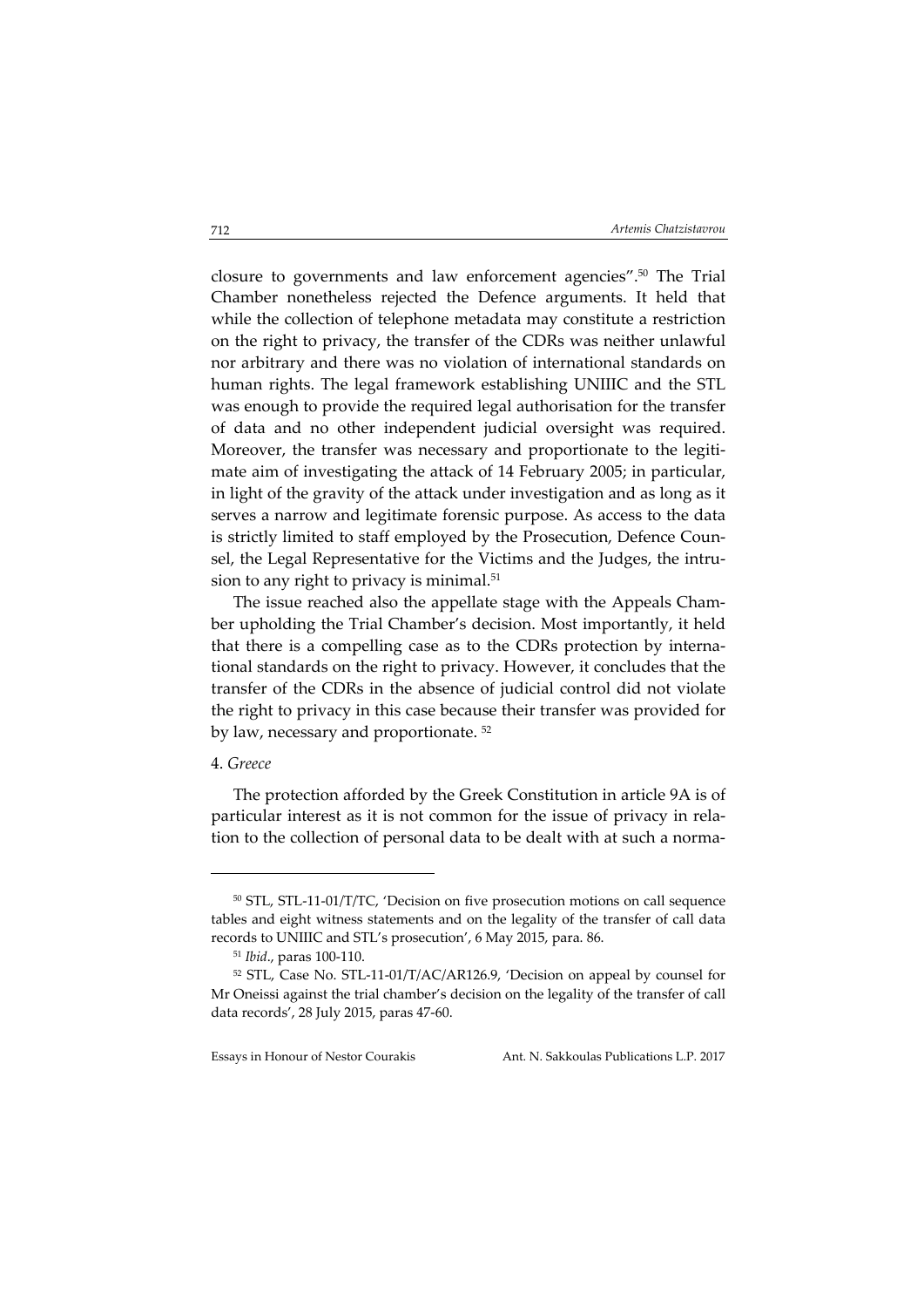closure to governments and law enforcement agencies".[50] The Trial Chamber nonetheless rejected the Defence arguments. It held that while the collection of telephone metadata may constitute a restriction on the right to privacy, the transfer of the CDRs was neither unlawful nor arbitrary and there was no violation of international standards on human rights. The legal framework establishing UNIIIC and the STL was enough to provide the required legal authorisation for the transfer of data and no other independent judicial oversight was required. Moreover, the transfer was necessary and proportionate to the legitimate aim of investigating the attack of 14 February 2005; in particular, in light of the gravity of the attack under investigation and as long as it serves a narrow and legitimate forensic purpose. As access to the data is strictly limited to staff employed by the Prosecution, Defence Counsel, the Legal Representative for the Victims and the Judges, the intrusion to any right to privacy is minimal.[51]

The issue reached also the appellate stage with the Appeals Chamber upholding the Trial Chamber's decision. Most importantly, it held that there is a compelling case as to the CDRs protection by international standards on the right to privacy. However, it concludes that the transfer of the CDRs in the absence of judicial control did not violate the right to privacy in this case because their transfer was provided for by law, necessary and proportionate.[52]

4. *Greece*

The protection afforded by the Greek Constitution in article 9A is of particular interest as it is not common for the issue of privacy in relation to the collection of personal data to be dealt with at such a norma-

---

[50] STL, STL-11-01/T/TC, 'Decision on five prosecution motions on call sequence tables and eight witness statements and on the legality of the transfer of call data records to UNIIIC and STL's prosecution', 6 May 2015, para. 86.

[51] *Ibid*., paras 100-110.

[52] STL, Case No. STL-11-01/T/AC/AR126.9, 'Decision on appeal by counsel for Mr Oneissi against the trial chamber's decision on the legality of the transfer of call data records', 28 July 2015, paras 47-60.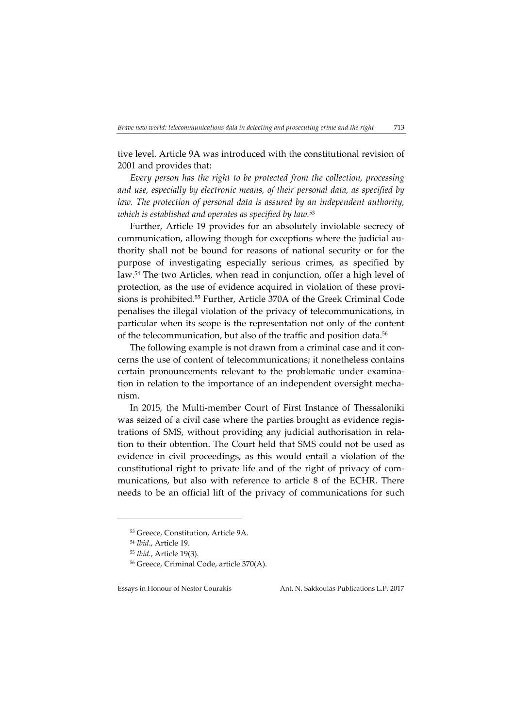tive level. Article 9A was introduced with the constitutional revision of 2001 and provides that:

*Every person has the right to be protected from the collection, processing and use, especially by electronic means, of their personal data, as specified by law. The protection of personal data is assured by an independent authority, which is established and operates as specified by law.*[53]

Further, Article 19 provides for an absolutely inviolable secrecy of communication, allowing though for exceptions where the judicial authority shall not be bound for reasons of national security or for the purpose of investigating especially serious crimes, as specified by law.[54] The two Articles, when read in conjunction, offer a high level of protection, as the use of evidence acquired in violation of these provisions is prohibited.[55] Further, Article 370A of the Greek Criminal Code penalises the illegal violation of the privacy of telecommunications, in particular when its scope is the representation not only of the content of the telecommunication, but also of the traffic and position data.[56]

The following example is not drawn from a criminal case and it concerns the use of content of telecommunications; it nonetheless contains certain pronouncements relevant to the problematic under examination in relation to the importance of an independent oversight mechanism.

In 2015, the Multi-member Court of First Instance of Thessaloniki was seized of a civil case where the parties brought as evidence registrations of SMS, without providing any judicial authorisation in relation to their obtention. The Court held that SMS could not be used as evidence in civil proceedings, as this would entail a violation of the constitutional right to private life and of the right of privacy of communications, but also with reference to article 8 of the ECHR. There needs to be an official lift of the privacy of communications for such

[53] Greece, Constitution, Article 9A.

[54] *Ibid*., Article 19.

[55] *Ibid*., Article 19(3).

[56] Greece, Criminal Code, article 370(A).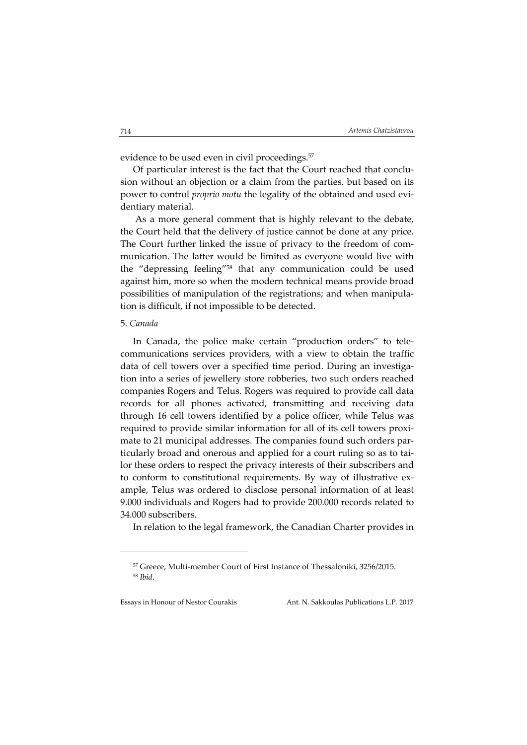evidence to be used even in civil proceedings.[57]

Of particular interest is the fact that the Court reached that conclusion without an objection or a claim from the parties, but based on its power to control *proprio motu* the legality of the obtained and used evidentiary material.

As a more general comment that is highly relevant to the debate, the Court held that the delivery of justice cannot be done at any price. The Court further linked the issue of privacy to the freedom of communication. The latter would be limited as everyone would live with the "depressing feeling"[58] that any communication could be used against him, more so when the modern technical means provide broad possibilities of manipulation of the registrations; and when manipulation is difficult, if not impossible to be detected.

5. *Canada*

In Canada, the police make certain "production orders" to telecommunications services providers, with a view to obtain the traffic data of cell towers over a specified time period. During an investigation into a series of jewellery store robberies, two such orders reached companies Rogers and Telus. Rogers was required to provide call data records for all phones activated, transmitting and receiving data through 16 cell towers identified by a police officer, while Telus was required to provide similar information for all of its cell towers proximate to 21 municipal addresses. The companies found such orders particularly broad and onerous and applied for a court ruling so as to tailor these orders to respect the privacy interests of their subscribers and to conform to constitutional requirements. By way of illustrative example, Telus was ordered to disclose personal information of at least 9.000 individuals and Rogers had to provide 200.000 records related to 34.000 subscribers.

In relation to the legal framework, the Canadian Charter provides in

---

[57] Greece, Multi-member Court of First Instance of Thessaloniki, 3256/2015.

[58] *Ibid*.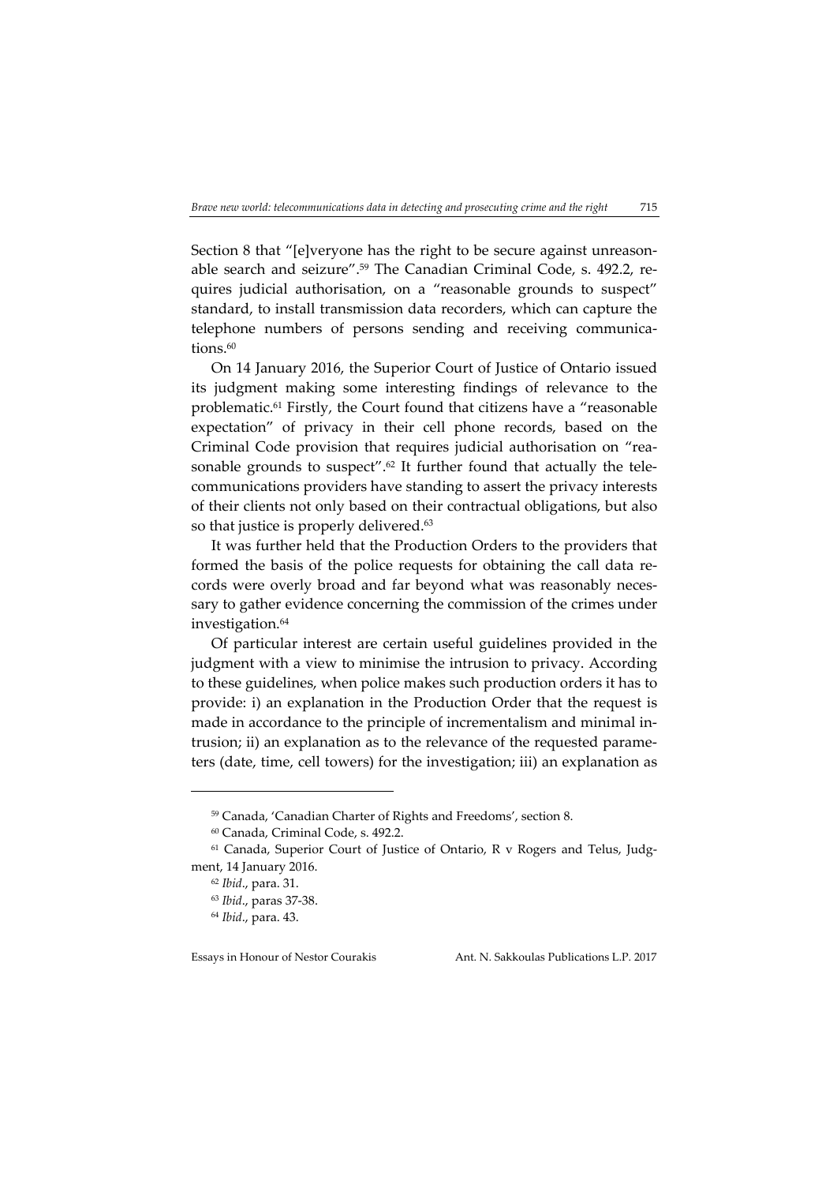Section 8 that "[e]veryone has the right to be secure against unreasonable search and seizure".[59] The Canadian Criminal Code, s. 492.2, requires judicial authorisation, on a "reasonable grounds to suspect" standard, to install transmission data recorders, which can capture the telephone numbers of persons sending and receiving communications.[60]

On 14 January 2016, the Superior Court of Justice of Ontario issued its judgment making some interesting findings of relevance to the problematic.[61] Firstly, the Court found that citizens have a "reasonable expectation" of privacy in their cell phone records, based on the Criminal Code provision that requires judicial authorisation on "reasonable grounds to suspect".[62] It further found that actually the telecommunications providers have standing to assert the privacy interests of their clients not only based on their contractual obligations, but also so that justice is properly delivered.[63]

It was further held that the Production Orders to the providers that formed the basis of the police requests for obtaining the call data records were overly broad and far beyond what was reasonably necessary to gather evidence concerning the commission of the crimes under investigation.[64]

Of particular interest are certain useful guidelines provided in the judgment with a view to minimise the intrusion to privacy. According to these guidelines, when police makes such production orders it has to provide: i) an explanation in the Production Order that the request is made in accordance to the principle of incrementalism and minimal intrusion; ii) an explanation as to the relevance of the requested parameters (date, time, cell towers) for the investigation; iii) an explanation as

---

[59] Canada, 'Canadian Charter of Rights and Freedoms', section 8.

[60] Canada, Criminal Code, s. 492.2.

[61] Canada, Superior Court of Justice of Ontario, R v Rogers and Telus, Judgment, 14 January 2016.

[62] *Ibid*., para. 31.

[63] *Ibid*., paras 37-38.

[64] *Ibid*., para. 43.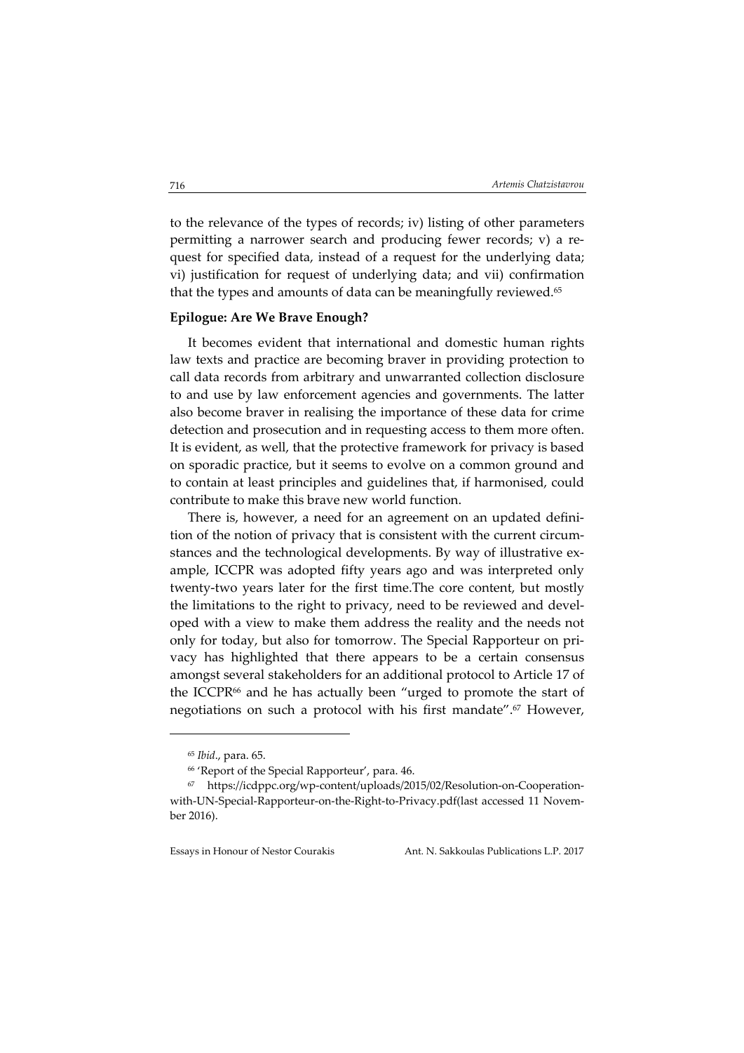to the relevance of the types of records; iv) listing of other parameters permitting a narrower search and producing fewer records; v) a request for specified data, instead of a request for the underlying data; vi) justification for request of underlying data; and vii) confirmation that the types and amounts of data can be meaningfully reviewed.[65]

**Epilogue: Are We Brave Enough?**

It becomes evident that international and domestic human rights law texts and practice are becoming braver in providing protection to call data records from arbitrary and unwarranted collection disclosure to and use by law enforcement agencies and governments. The latter also become braver in realising the importance of these data for crime detection and prosecution and in requesting access to them more often. It is evident, as well, that the protective framework for privacy is based on sporadic practice, but it seems to evolve on a common ground and to contain at least principles and guidelines that, if harmonised, could contribute to make this brave new world function.

There is, however, a need for an agreement on an updated definition of the notion of privacy that is consistent with the current circumstances and the technological developments. By way of illustrative example, ICCPR was adopted fifty years ago and was interpreted only twenty-two years later for the first time.The core content, but mostly the limitations to the right to privacy, need to be reviewed and developed with a view to make them address the reality and the needs not only for today, but also for tomorrow. The Special Rapporteur on privacy has highlighted that there appears to be a certain consensus amongst several stakeholders for an additional protocol to Article 17 of the ICCPR[66] and he has actually been "urged to promote the start of negotiations on such a protocol with his first mandate".[67] However,

---

[65] *Ibid*., para. 65.

[66] 'Report of the Special Rapporteur', para. 46.

[67] https://icdppc.org/wp-content/uploads/2015/02/Resolution-on-Cooperation-with-UN-Special-Rapporteur-on-the-Right-to-Privacy.pdf(last accessed 11 November 2016).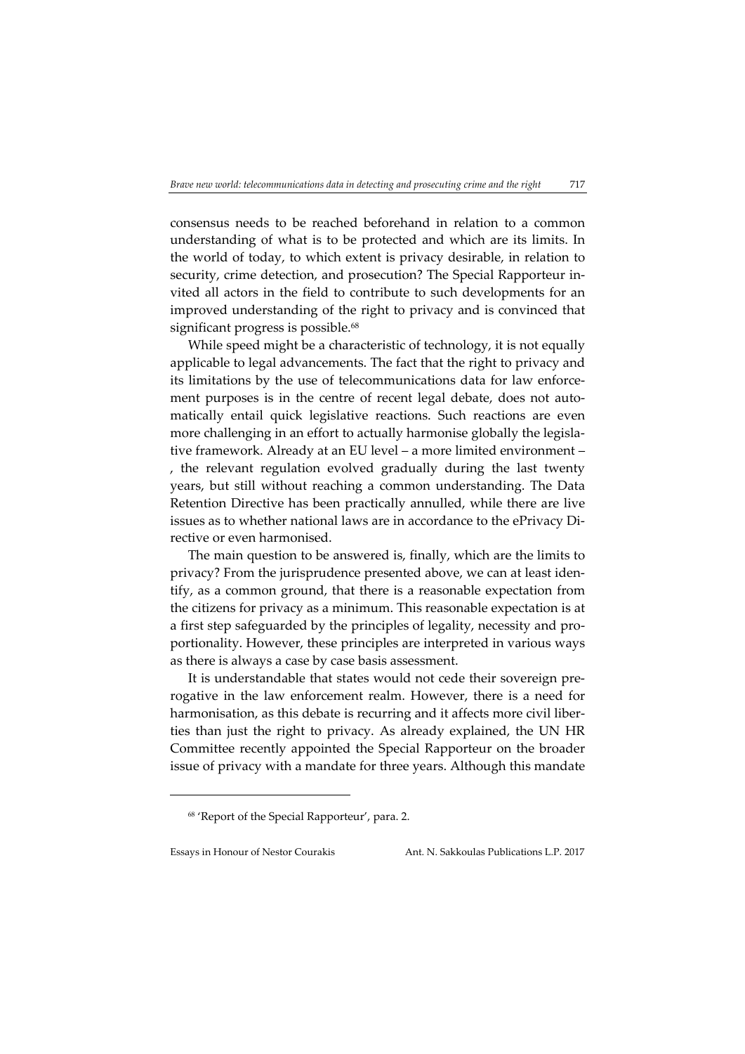consensus needs to be reached beforehand in relation to a common understanding of what is to be protected and which are its limits. In the world of today, to which extent is privacy desirable, in relation to security, crime detection, and prosecution? The Special Rapporteur invited all actors in the field to contribute to such developments for an improved understanding of the right to privacy and is convinced that significant progress is possible.[68]

While speed might be a characteristic of technology, it is not equally applicable to legal advancements. The fact that the right to privacy and its limitations by the use of telecommunications data for law enforcement purposes is in the centre of recent legal debate, does not automatically entail quick legislative reactions. Such reactions are even more challenging in an effort to actually harmonise globally the legislative framework. Already at an EU level – a more limited environment – , the relevant regulation evolved gradually during the last twenty years, but still without reaching a common understanding. The Data Retention Directive has been practically annulled, while there are live issues as to whether national laws are in accordance to the ePrivacy Directive or even harmonised.

The main question to be answered is, finally, which are the limits to privacy? From the jurisprudence presented above, we can at least identify, as a common ground, that there is a reasonable expectation from the citizens for privacy as a minimum. This reasonable expectation is at a first step safeguarded by the principles of legality, necessity and proportionality. However, these principles are interpreted in various ways as there is always a case by case basis assessment.

It is understandable that states would not cede their sovereign prerogative in the law enforcement realm. However, there is a need for harmonisation, as this debate is recurring and it affects more civil liberties than just the right to privacy. As already explained, the UN HR Committee recently appointed the Special Rapporteur on the broader issue of privacy with a mandate for three years. Although this mandate

---

[68] 'Report of the Special Rapporteur', para. 2.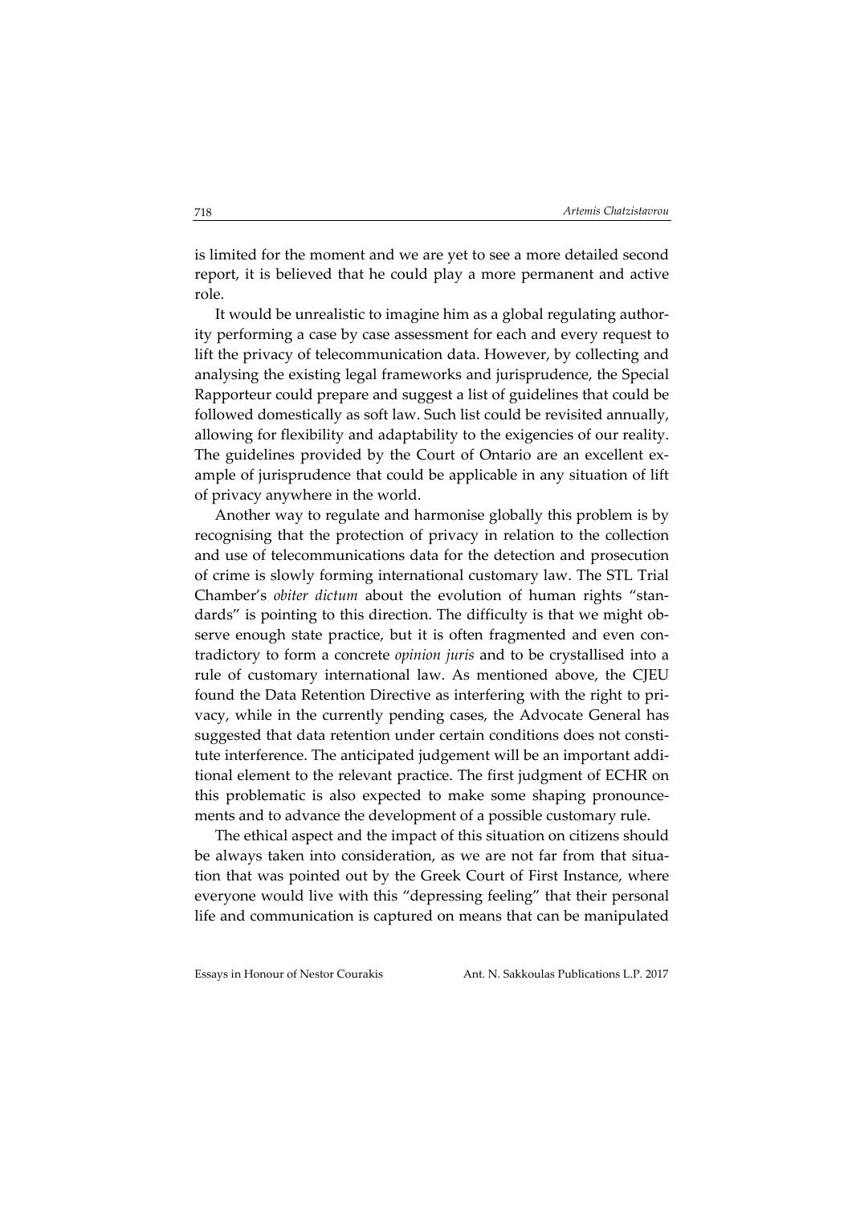is limited for the moment and we are yet to see a more detailed second report, it is believed that he could play a more permanent and active role.

It would be unrealistic to imagine him as a global regulating authority performing a case by case assessment for each and every request to lift the privacy of telecommunication data. However, by collecting and analysing the existing legal frameworks and jurisprudence, the Special Rapporteur could prepare and suggest a list of guidelines that could be followed domestically as soft law. Such list could be revisited annually, allowing for flexibility and adaptability to the exigencies of our reality. The guidelines provided by the Court of Ontario are an excellent example of jurisprudence that could be applicable in any situation of lift of privacy anywhere in the world.

Another way to regulate and harmonise globally this problem is by recognising that the protection of privacy in relation to the collection and use of telecommunications data for the detection and prosecution of crime is slowly forming international customary law. The STL Trial Chamber's *obiter dictum* about the evolution of human rights "standards" is pointing to this direction. The difficulty is that we might observe enough state practice, but it is often fragmented and even contradictory to form a concrete *opinion juris* and to be crystallised into a rule of customary international law. As mentioned above, the CJEU found the Data Retention Directive as interfering with the right to privacy, while in the currently pending cases, the Advocate General has suggested that data retention under certain conditions does not constitute interference. The anticipated judgement will be an important additional element to the relevant practice. The first judgment of ECHR on this problematic is also expected to make some shaping pronouncements and to advance the development of a possible customary rule.

The ethical aspect and the impact of this situation on citizens should be always taken into consideration, as we are not far from that situation that was pointed out by the Greek Court of First Instance, where everyone would live with this "depressing feeling" that their personal life and communication is captured on means that can be manipulated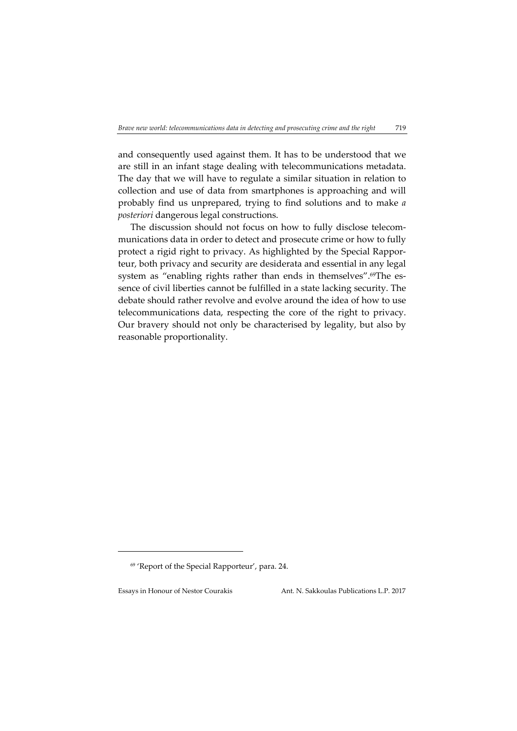and consequently used against them. It has to be understood that we are still in an infant stage dealing with telecommunications metadata. The day that we will have to regulate a similar situation in relation to collection and use of data from smartphones is approaching and will probably find us unprepared, trying to find solutions and to make *a posteriori* dangerous legal constructions.

The discussion should not focus on how to fully disclose telecommunications data in order to detect and prosecute crime or how to fully protect a rigid right to privacy. As highlighted by the Special Rapporteur, both privacy and security are desiderata and essential in any legal system as "enabling rights rather than ends in themselves".[69]The essence of civil liberties cannot be fulfilled in a state lacking security. The debate should rather revolve and evolve around the idea of how to use telecommunications data, respecting the core of the right to privacy. Our bravery should not only be characterised by legality, but also by reasonable proportionality.

---

[69] 'Report of the Special Rapporteur', para. 24.